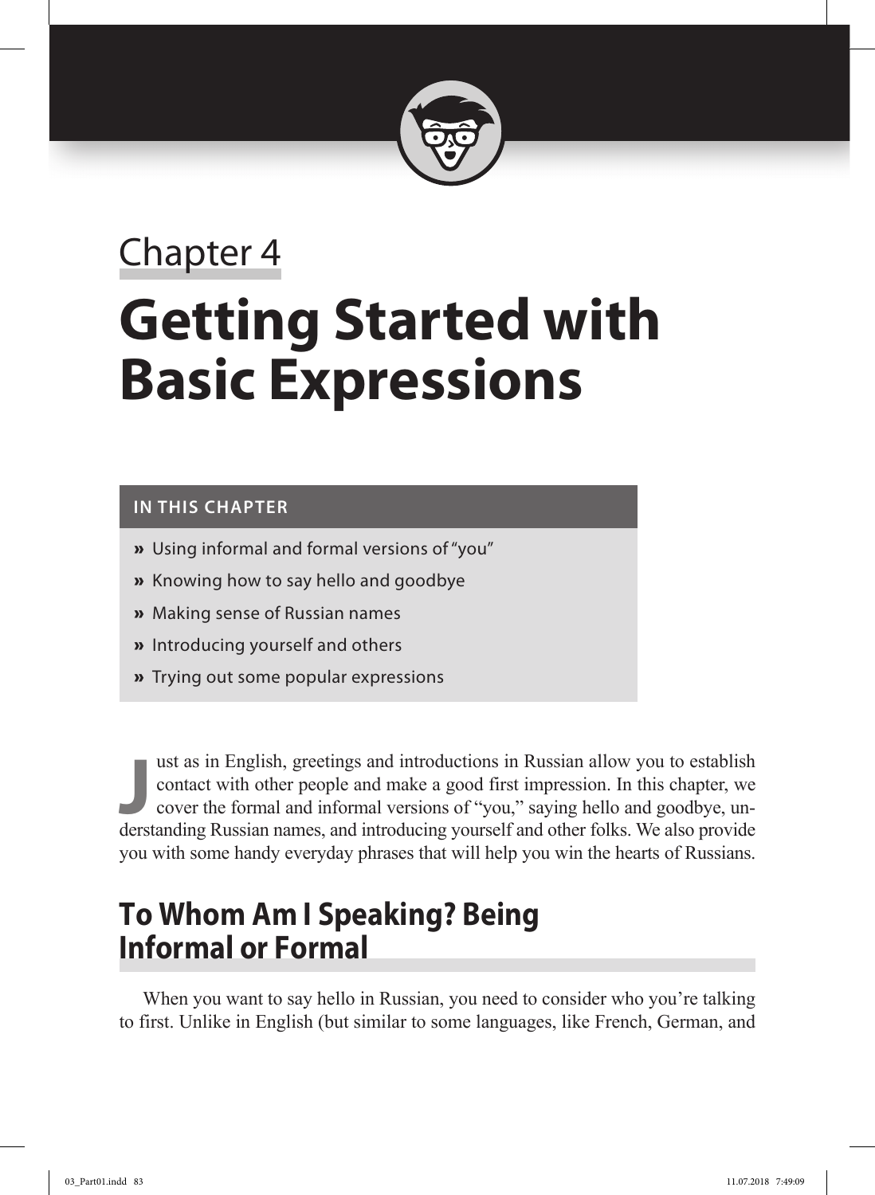Chapter 4

# Getting Started with Basic Expressions

**IN THIS CHAPTER**

- » Using informal and formal versions of "you"
- » Knowing how to say hello and goodbye
- » Making sense of Russian names
- » Introducing yourself and others
- » Trying out some popular expressions

Just as in English, greetings and introductions in Russian allow you to establish contact with other people and make a good first impression. In this chapter, we cover the formal and informal versions of "you," saying hello and goodbye, understanding Russian names, and introducing yourself and other folks. We also provide you with some handy everyday phrases that will help you win the hearts of Russians.

## To Whom Am I Speaking? Being Informal or Formal

When you want to say hello in Russian, you need to consider who you're talking to first. Unlike in English (but similar to some languages, like French, German, and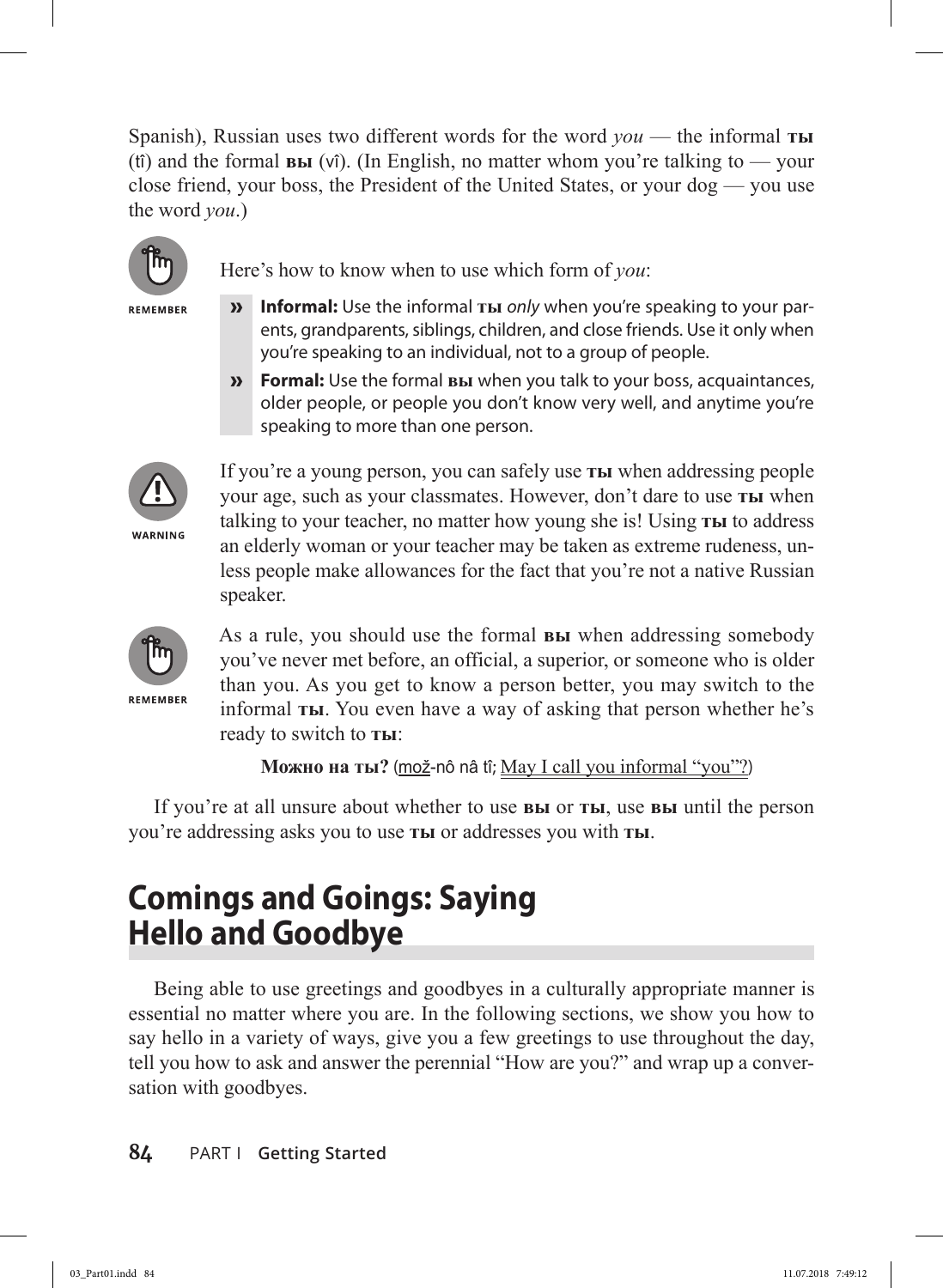Spanish), Russian uses two different words for the word *you* — the informal **ты** (tî) and the formal **вы** (vî). (In English, no matter whom you're talking to — your close friend, your boss, the President of the United States, or your dog — you use the word *you*.)

REMEMBER

Here's how to know when to use which form of *you*:

» **Informal:** Use the informal **ты** *only* when you're speaking to your parents, grandparents, siblings, children, and close friends. Use it only when you're speaking to an individual, not to a group of people.

» **Formal:** Use the formal **вы** when you talk to your boss, acquaintances, older people, or people you don't know very well, and anytime you're speaking to more than one person.

WARNING

If you're a young person, you can safely use **ты** when addressing people your age, such as your classmates. However, don't dare to use **ты** when talking to your teacher, no matter how young she is! Using **ты** to address an elderly woman or your teacher may be taken as extreme rudeness, unless people make allowances for the fact that you're not a native Russian speaker.

REMEMBER

As a rule, you should use the formal **вы** when addressing somebody you've never met before, an official, a superior, or someone who is older than you. As you get to know a person better, you may switch to the informal **ты**. You even have a way of asking that person whether he's ready to switch to **ты**:

**Можно на ты?** (<u>mož</u>-nô nâ tî; <u>May I call you informal "you"?</u>)

If you're at all unsure about whether to use **вы** or **ты**, use **вы** until the person you're addressing asks you to use **ты** or addresses you with **ты**.

## Comings and Goings: Saying Hello and Goodbye

Being able to use greetings and goodbyes in a culturally appropriate manner is essential no matter where you are. In the following sections, we show you how to say hello in a variety of ways, give you a few greetings to use throughout the day, tell you how to ask and answer the perennial "How are you?" and wrap up a conversation with goodbyes.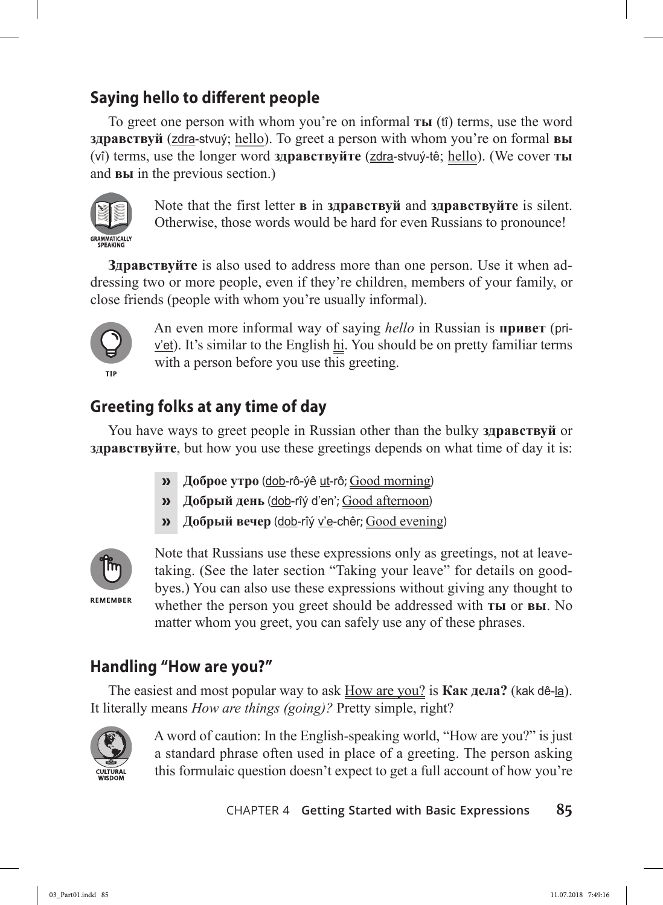## Saying hello to different people

To greet one person with whom you're on informal **ты** (tî) terms, use the word **здравствуй** (zdra-stvuy; hello). To greet a person with whom you're on formal **вы** (vî) terms, use the longer word **здравствуйте** (zdra-stvuy-tê; hello). (We cover **ты** and **вы** in the previous section.)

GRAMMATICALLY SPEAKING

Note that the first letter **в** in **здравствуй** and **здравствуйте** is silent. Otherwise, those words would be hard for even Russians to pronounce!

**Здравствуйте** is also used to address more than one person. Use it when addressing two or more people, even if they're children, members of your family, or close friends (people with whom you're usually informal).

TIP

An even more informal way of saying *hello* in Russian is **привет** (pri-v'et). It's similar to the English hi. You should be on pretty familiar terms with a person before you use this greeting.

## Greeting folks at any time of day

You have ways to greet people in Russian other than the bulky **здравствуй** or **здравствуйте**, but how you use these greetings depends on what time of day it is:

- **Доброе утро** (dob-rô-yê ut-rô; Good morning)
- **Добрый день** (dob-rîy d'en'; Good afternoon)
- **Добрый вечер** (dob-rîy v'e-chêr; Good evening)

REMEMBER

Note that Russians use these expressions only as greetings, not at leave-taking. (See the later section "Taking your leave" for details on good-byes.) You can also use these expressions without giving any thought to whether the person you greet should be addressed with **ты** or **вы**. No matter whom you greet, you can safely use any of these phrases.

## Handling "How are you?"

The easiest and most popular way to ask How are you? is **Как дела?** (kak dê-la). It literally means *How are things (going)?* Pretty simple, right?

CULTURAL WISDOM

A word of caution: In the English-speaking world, "How are you?" is just a standard phrase often used in place of a greeting. The person asking this formulaic question doesn't expect to get a full account of how you're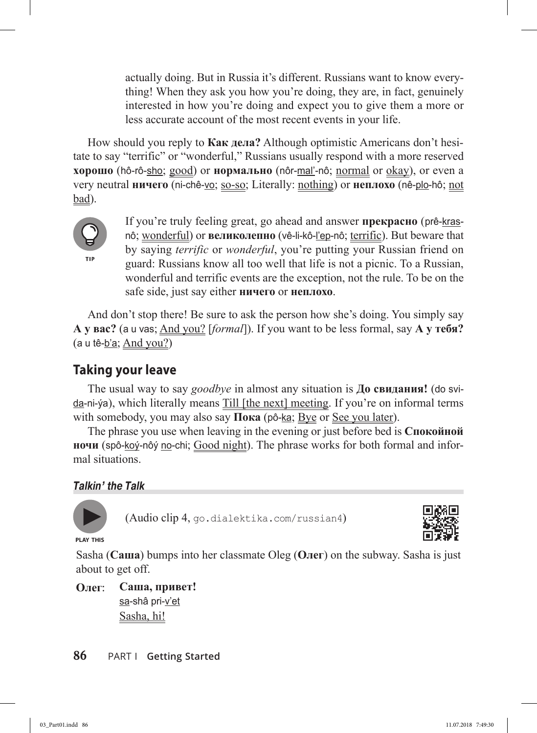actually doing. But in Russia it's different. Russians want to know everything! When they ask you how you're doing, they are, in fact, genuinely interested in how you're doing and expect you to give them a more or less accurate account of the most recent events in your life.

How should you reply to **Как дела?** Although optimistic Americans don't hesitate to say "terrific" or "wonderful," Russians usually respond with a more reserved **хорошо** (hô-rô-sho; good) or **нормально** (nôr-mal'-nô; normal or okay), or even a very neutral **ничего** (ni-chê-vo; so-so; Literally: nothing) or **неплохо** (nê-plo-hô; not bad).

TIP

If you're truly feeling great, go ahead and answer **прекрасно** (prê-kras-nô; wonderful) or **великолепно** (vê-li-kô-l'ep-nô; terrific). But beware that by saying *terrific* or *wonderful*, you're putting your Russian friend on guard: Russians know all too well that life is not a picnic. To a Russian, wonderful and terrific events are the exception, not the rule. To be on the safe side, just say either **ничего** or **неплохо**.

And don't stop there! Be sure to ask the person how she's doing. You simply say **А у вас?** (a u vas; And you? [*formal*]). If you want to be less formal, say **А у тебя?** (a u tê-b'a; And you?)

## Taking your leave

The usual way to say *goodbye* in almost any situation is **До свидания!** (do svi-da-ni-ýa), which literally means Till [the next] meeting. If you're on informal terms with somebody, you may also say **Пока** (pô-ka; Bye or See you later).

The phrase you use when leaving in the evening or just before bed is **Спокойной ночи** (spô-koý-nôý no-chi; Good night). The phrase works for both formal and informal situations.

### *Talkin' the Talk*

PLAY THIS

(Audio clip 4, go.dialektika.com/russian4)

Sasha (**Саша**) bumps into her classmate Oleg (**Олег**) on the subway. Sasha is just about to get off.

**Олег**: **Саша, привет!**
sa-shâ pri-v'et
Sasha, hi!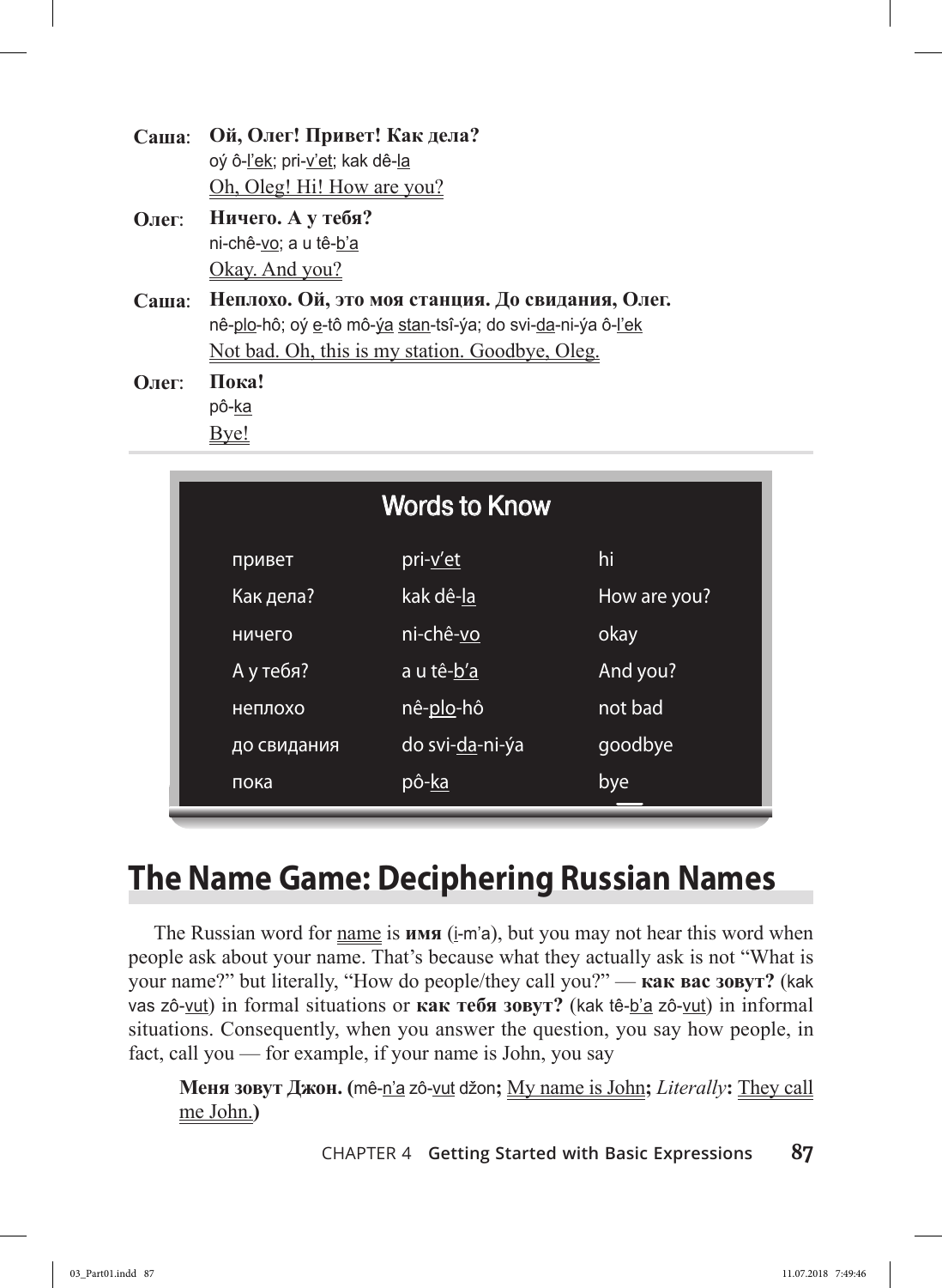**Саша**: **Ой, Олег! Привет! Как дела?**
oý ô-l'ek; pri-v'et; kak dê-la
Oh, Oleg! Hi! How are you?

**Олег**: **Ничего. А у тебя?**
ni-chê-vo; a u tê-b'a
Okay. And you?

**Саша**: **Неплохо. Ой, это моя станция. До свидания, Олег.**
nê-plo-hô; oý e-tô mô-ýa stan-tsî-ýa; do svi-da-ni-ýa ô-l'ek
Not bad. Oh, this is my station. Goodbye, Oleg.

**Олег**: **Пока!**
pô-ka
Bye!

## Words to Know

| | | |
|---|---|---|
| привет | pri-v'et | hi |
| Как дела? | kak dê-la | How are you? |
| ничего | ni-chê-vo | okay |
| А у тебя? | a u tê-b'a | And you? |
| неплохо | nê-plo-hô | not bad |
| до свидания | do svi-da-ni-ýa | goodbye |
| пока | pô-ka | bye |

# The Name Game: Deciphering Russian Names

The Russian word for name is **имя** (i-m'a), but you may not hear this word when people ask about your name. That's because what they actually ask is not "What is your name?" but literally, "How do people/they call you?" — **как вас зовут?** (kak vas zô-vut) in formal situations or **как тебя зовут?** (kak tê-b'a zô-vut) in informal situations. Consequently, when you answer the question, you say how people, in fact, call you — for example, if your name is John, you say

> **Меня зовут Джон.** (mê-n'a zô-vut džon**;** My name is John**;** *Literally***:** They call me John.**)**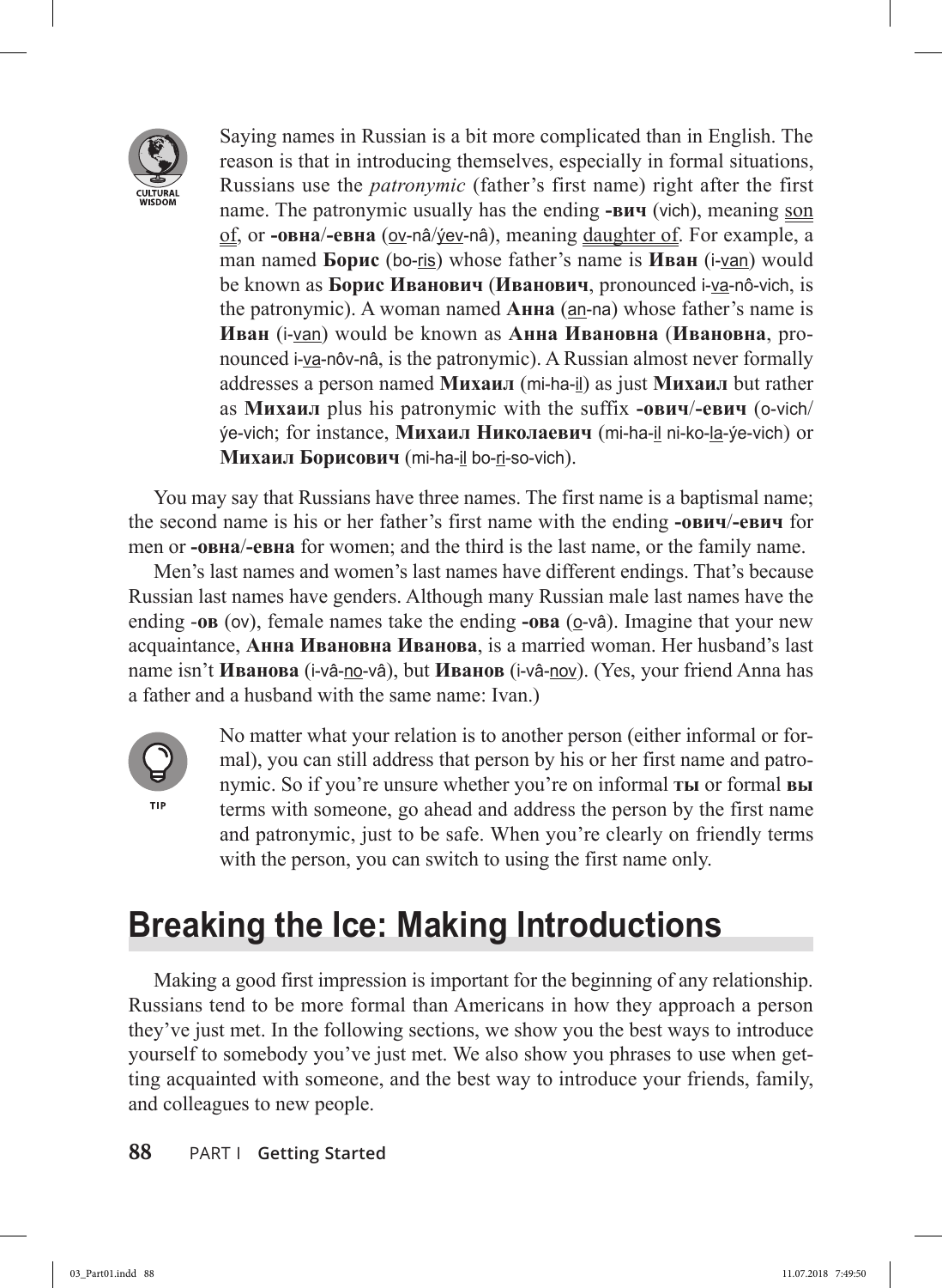CULTURAL WISDOM

Saying names in Russian is a bit more complicated than in English. The reason is that in introducing themselves, especially in formal situations, Russians use the *patronymic* (father's first name) right after the first name. The patronymic usually has the ending **-вич** (vich), meaning son of, or **-овна**/**-евна** (ov-nâ/yev-nâ), meaning daughter of. For example, a man named **Борис** (bo-ris) whose father's name is **Иван** (i-van) would be known as **Борис Иванович** (**Иванович**, pronounced i-va-nô-vich, is the patronymic). A woman named **Анна** (an-na) whose father's name is **Иван** (i-van) would be known as **Анна Ивановна** (**Ивановна**, pronounced i-va-nôv-nâ, is the patronymic). A Russian almost never formally addresses a person named **Михаил** (mi-ha-il) as just **Михаил** but rather as **Михаил** plus his patronymic with the suffix **-ович**/**-евич** (o-vich/ ýe-vich; for instance, **Михаил Николаевич** (mi-ha-il ni-ko-la-ýe-vich) or **Михаил Борисович** (mi-ha-il bo-ri-so-vich).

You may say that Russians have three names. The first name is a baptismal name; the second name is his or her father's first name with the ending **-ович**/**-евич** for men or **-овна**/**-евна** for women; and the third is the last name, or the family name.

Men's last names and women's last names have different endings. That's because Russian last names have genders. Although many Russian male last names have the ending -**ов** (ov), female names take the ending **-ова** (o-vâ). Imagine that your new acquaintance, **Анна Ивановна Иванова**, is a married woman. Her husband's last name isn't **Иванова** (i-vâ-no-vâ), but **Иванов** (i-vâ-nov). (Yes, your friend Anna has a father and a husband with the same name: Ivan.)

TIP

No matter what your relation is to another person (either informal or formal), you can still address that person by his or her first name and patronymic. So if you're unsure whether you're on informal **ты** or formal **вы** terms with someone, go ahead and address the person by the first name and patronymic, just to be safe. When you're clearly on friendly terms with the person, you can switch to using the first name only.

# Breaking the Ice: Making Introductions

Making a good first impression is important for the beginning of any relationship. Russians tend to be more formal than Americans in how they approach a person they've just met. In the following sections, we show you the best ways to introduce yourself to somebody you've just met. We also show you phrases to use when getting acquainted with someone, and the best way to introduce your friends, family, and colleagues to new people.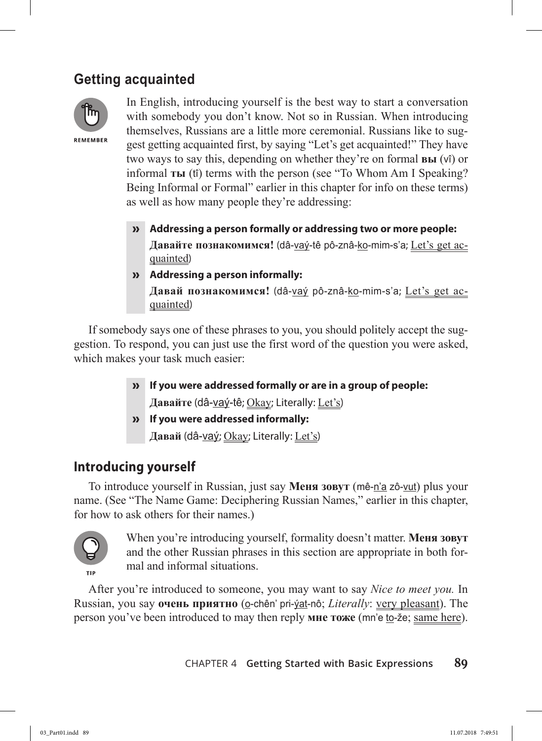## Getting acquainted

REMEMBER

In English, introducing yourself is the best way to start a conversation with somebody you don't know. Not so in Russian. When introducing themselves, Russians are a little more ceremonial. Russians like to suggest getting acquainted first, by saying "Let's get acquainted!" They have two ways to say this, depending on whether they're on formal **вы** (vî) or informal **ты** (tî) terms with the person (see "To Whom Am I Speaking? Being Informal or Formal" earlier in this chapter for info on these terms) as well as how many people they're addressing:

- **Addressing a person formally or addressing two or more people:**

  **Давайте познакомимся!** (dâ-vaý-tê pô-znâ-ko-mim-s'a; Let's get acquainted)

- **Addressing a person informally:**

  **Давай познакомимся!** (dâ-vaý pô-znâ-ko-mim-s'a; Let's get acquainted)

If somebody says one of these phrases to you, you should politely accept the suggestion. To respond, you can just use the first word of the question you were asked, which makes your task much easier:

- **If you were addressed formally or are in a group of people:**

  **Давайте** (dâ-vaý-tê; Okay; Literally: Let's)

- **If you were addressed informally:**

  **Давай** (dâ-vaý; Okay; Literally: Let's)

## Introducing yourself

To introduce yourself in Russian, just say **Меня зовут** (mê-n'a zô-vut) plus your name. (See "The Name Game: Deciphering Russian Names," earlier in this chapter, for how to ask others for their names.)

TIP

When you're introducing yourself, formality doesn't matter. **Меня зовут** and the other Russian phrases in this section are appropriate in both formal and informal situations.

After you're introduced to someone, you may want to say *Nice to meet you.* In Russian, you say **очень приятно** (o-chên' pri-ýat-nô; *Literally*: very pleasant). The person you've been introduced to may then reply **мне тоже** (mn'e to-že; same here).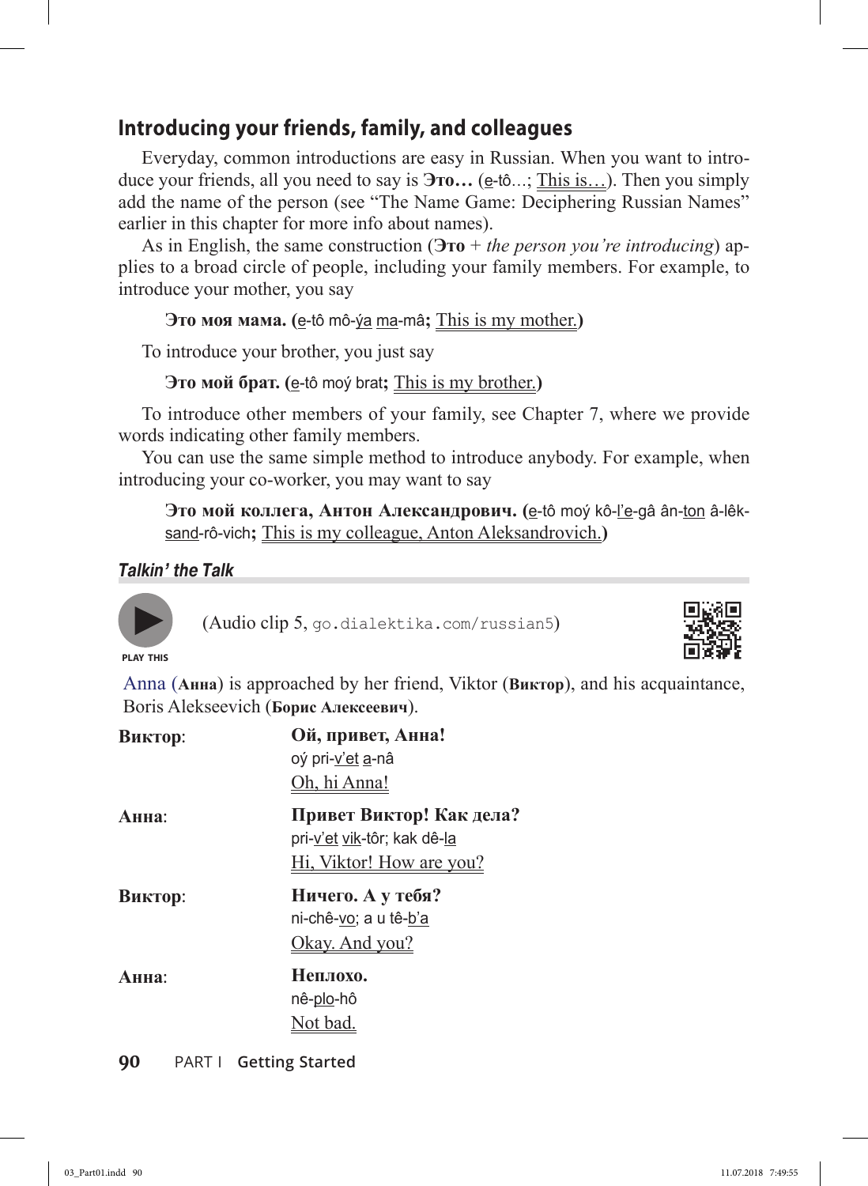## Introducing your friends, family, and colleagues

Everyday, common introductions are easy in Russian. When you want to introduce your friends, all you need to say is **Это…** (e-tô…; This is…). Then you simply add the name of the person (see "The Name Game: Deciphering Russian Names" earlier in this chapter for more info about names).

As in English, the same construction (**Это** + *the person you're introducing*) applies to a broad circle of people, including your family members. For example, to introduce your mother, you say

**Это моя мама.** (e-tô mô-ya ma-mâ; This is my mother.)

To introduce your brother, you just say

**Это мой брат.** (e-tô moy brat; This is my brother.)

To introduce other members of your family, see Chapter 7, where we provide words indicating other family members.

You can use the same simple method to introduce anybody. For example, when introducing your co-worker, you may want to say

**Это мой коллега, Антон Александрович.** (e-tô moy kô-l'e-gâ ân-ton â-lêk-sand-rô-vich; This is my colleague, Anton Aleksandrovich.)

### *Talkin' the Talk*

PLAY THIS

(Audio clip 5, `go.dialektika.com/russian5`)

Anna (**Анна**) is approached by her friend, Viktor (**Виктор**), and his acquaintance, Boris Alekseevich (**Борис Алексеевич**).

**Виктор**: **Ой, привет, Анна!**
oy pri-v'et a-nâ
Oh, hi Anna!

**Анна**: **Привет Виктор! Как дела?**
pri-v'et vik-tôr; kak dê-la
Hi, Viktor! How are you?

**Виктор**: **Ничего. А у тебя?**
ni-chê-vo; a u tê-b'a
Okay. And you?

**Анна**: **Неплохо.**
nê-plo-hô
Not bad.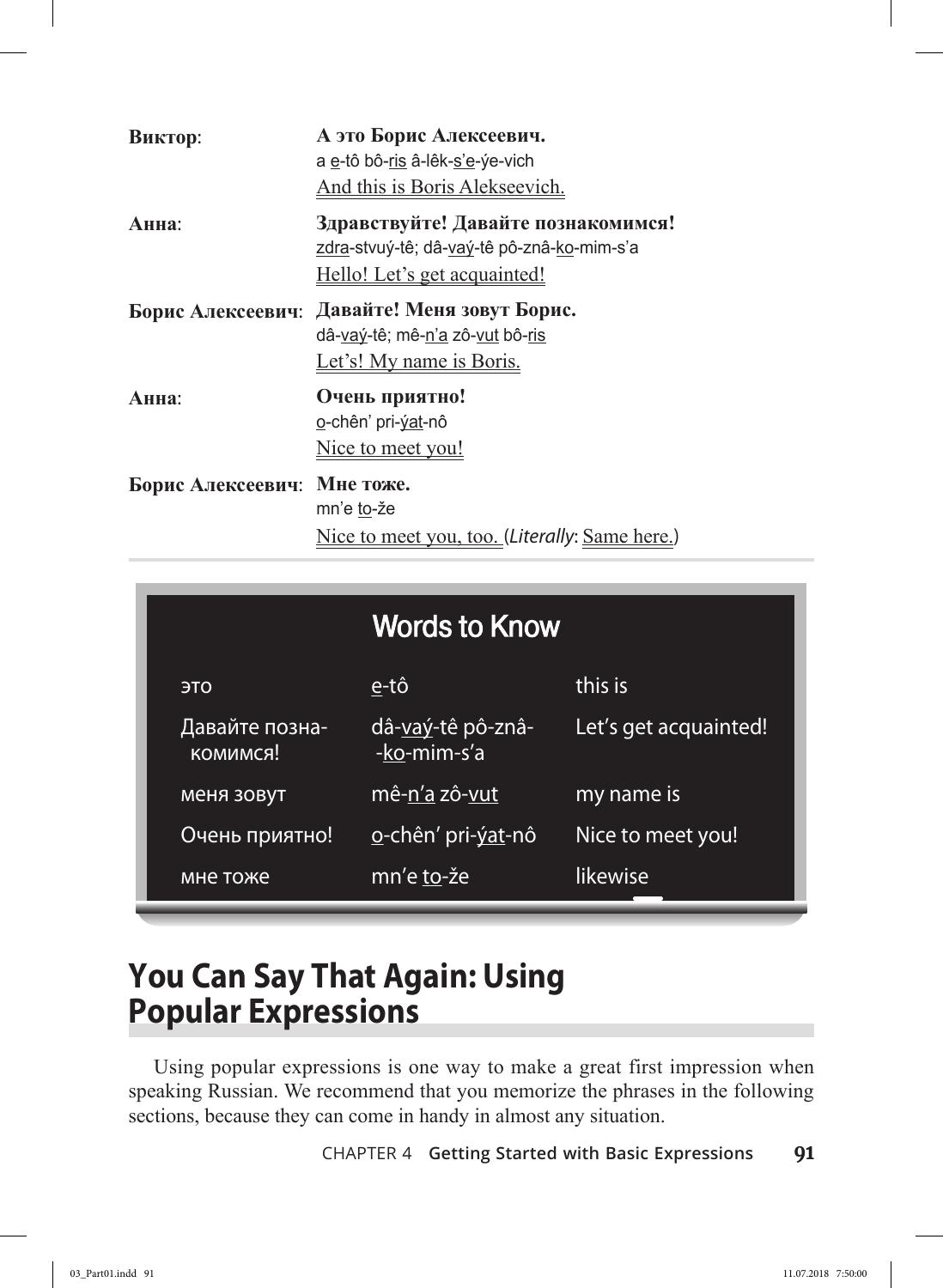**Виктор**: **А это Борис Алексеевич.**
a e-tô bô-ris â-lêk-s'e-ýe-vich
And this is Boris Alekseevich.

**Анна**: **Здравствуйте! Давайте познакомимся!**
zdra-stvuý-tê; dâ-vaý-tê pô-znâ-ko-mim-s'a
Hello! Let's get acquainted!

**Борис Алексеевич**: **Давайте! Меня зовут Борис.**
dâ-vaý-tê; mê-n'a zô-vut bô-ris
Let's! My name is Boris.

**Анна**: **Очень приятно!**
o-chên' pri-ýat-nô
Nice to meet you!

**Борис Алексеевич**: **Мне тоже.**
mn'e to-že
Nice to meet you, too. (*Literally*: Same here.)

### Words to Know

| | | |
|---|---|---|
| это | e-tô | this is |
| Давайте позна-комимся! | dâ-vaý-tê pô-znâ--ko-mim-s'a | Let's get acquainted! |
| меня зовут | mê-n'a zô-vut | my name is |
| Очень приятно! | o-chên' pri-ýat-nô | Nice to meet you! |
| мне тоже | mn'e to-že | likewise |

## You Can Say That Again: Using Popular Expressions

Using popular expressions is one way to make a great first impression when speaking Russian. We recommend that you memorize the phrases in the following sections, because they can come in handy in almost any situation.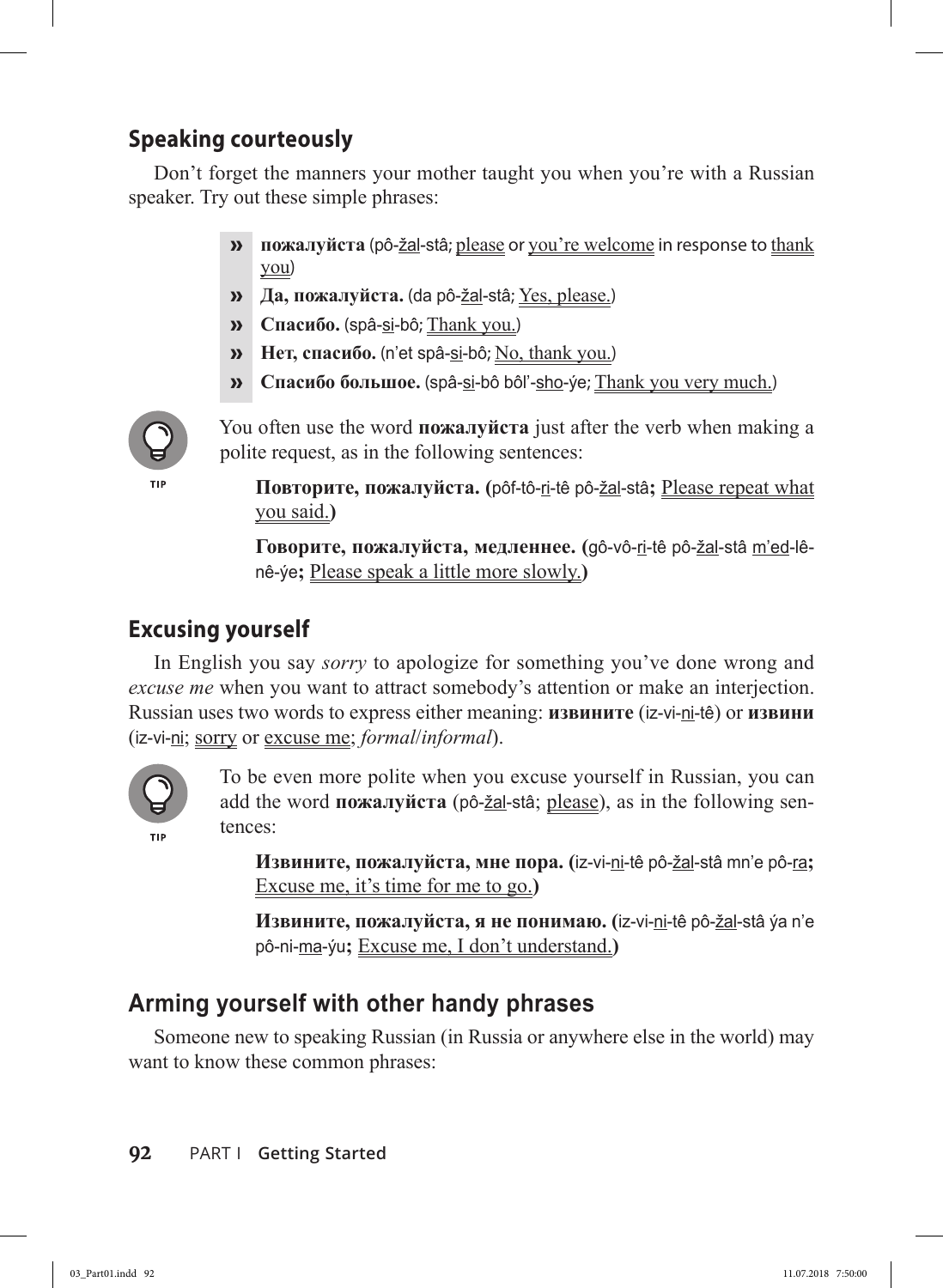## Speaking courteously

Don't forget the manners your mother taught you when you're with a Russian speaker. Try out these simple phrases:

- **пожалуйста** (pô-žal-stâ; please or you're welcome in response to thank you)
- **Да, пожалуйста.** (da pô-žal-stâ; Yes, please.)
- **Спасибо.** (spâ-si-bô; Thank you.)
- **Нет, спасибо.** (n'et spâ-si-bô; No, thank you.)
- **Спасибо большое.** (spâ-si-bô bôl'-sho-ýe; Thank you very much.)

TIP

You often use the word **пожалуйста** just after the verb when making a polite request, as in the following sentences:

**Повторите, пожалуйста.** (pôf-tô-ri-tê pô-žal-stâ; Please repeat what you said.)

**Говорите, пожалуйста, медленнее.** (gô-vô-ri-tê pô-žal-stâ m'ed-lê-nê-ýe; Please speak a little more slowly.)

## Excusing yourself

In English you say *sorry* to apologize for something you've done wrong and *excuse me* when you want to attract somebody's attention or make an interjection. Russian uses two words to express either meaning: **извините** (iz-vi-ni-tê) or **извини** (iz-vi-ni; sorry or excuse me; *formal*/*informal*).

TIP

To be even more polite when you excuse yourself in Russian, you can add the word **пожалуйста** (pô-žal-stâ; please), as in the following sentences:

**Извините, пожалуйста, мне пора.** (iz-vi-ni-tê pô-žal-stâ mn'e pô-ra; Excuse me, it's time for me to go.)

**Извините, пожалуйста, я не понимаю.** (iz-vi-ni-tê pô-žal-stâ ýa n'e pô-ni-ma-ýu; Excuse me, I don't understand.)

## Arming yourself with other handy phrases

Someone new to speaking Russian (in Russia or anywhere else in the world) may want to know these common phrases: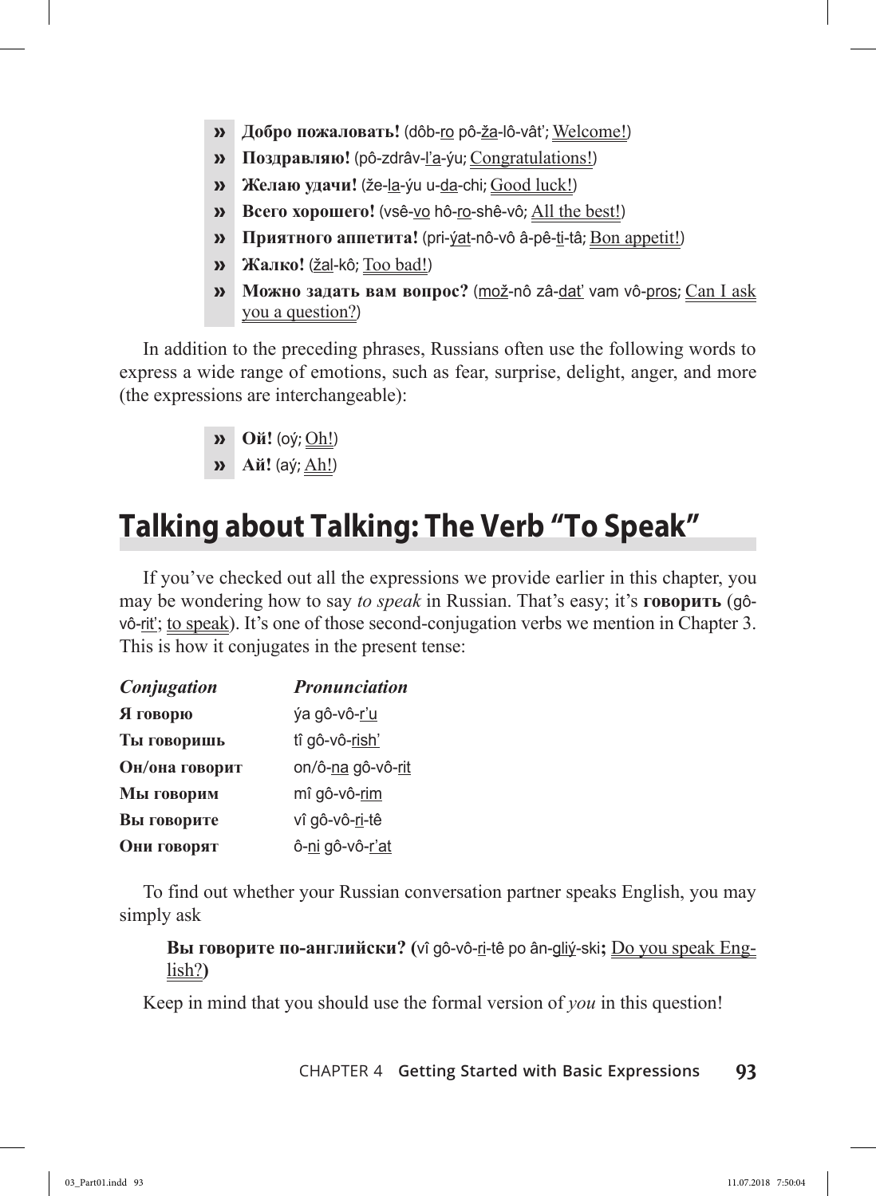- **Добро пожаловать!** (dôb-ro pô-ža-lô-vât'; Welcome!)
- **Поздравляю!** (pô-zdrâv-l'a-ýu; Congratulations!)
- **Желаю удачи!** (že-la-ýu u-da-chi; Good luck!)
- **Всего хорошего!** (vsê-vo hô-ro-shê-vô; All the best!)
- **Приятного аппетита!** (pri-ýat-nô-vô â-pê-ti-tâ; Bon appetit!)
- **Жалко!** (žal-kô; Too bad!)
- **Можно задать вам вопрос?** (mož-nô zâ-dat' vam vô-pros; Can I ask you a question?)

In addition to the preceding phrases, Russians often use the following words to express a wide range of emotions, such as fear, surprise, delight, anger, and more (the expressions are interchangeable):

- **Ой!** (oý; Oh!)
- **Ай!** (aý; Ah!)

## Talking about Talking: The Verb "To Speak"

If you've checked out all the expressions we provide earlier in this chapter, you may be wondering how to say *to speak* in Russian. That's easy; it's **говорить** (gô-vô-rit'; to speak). It's one of those second-conjugation verbs we mention in Chapter 3. This is how it conjugates in the present tense:

| *Conjugation* | *Pronunciation* |
|---|---|
| **Я говорю** | ýa gô-vô-r'u |
| **Ты говоришь** | tî gô-vô-rish' |
| **Он/она говорит** | on/ô-na gô-vô-rit |
| **Мы говорим** | mî gô-vô-rim |
| **Вы говорите** | vî gô-vô-ri-tê |
| **Они говорят** | ô-ni gô-vô-r'at |

To find out whether your Russian conversation partner speaks English, you may simply ask

> **Вы говорите по-английски? (**vî gô-vô-ri-tê po ân-gliý-ski**;** Do you speak English?**)**

Keep in mind that you should use the formal version of *you* in this question!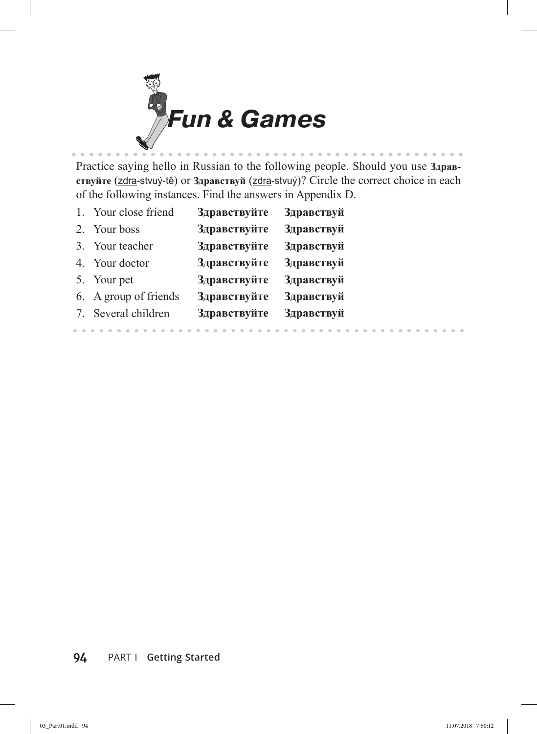# Fun & Games

Practice saying hello in Russian to the following people. Should you use **Здравствуйте** (<u>zdra</u>-stvuý-tê) or **Здравствуй** (<u>zdra</u>-stvuý)? Circle the correct choice in each of the following instances. Find the answers in Appendix D.

| | | |
|---|---|---|
| 1. Your close friend | **Здравствуйте** | **Здравствуй** |
| 2. Your boss | **Здравствуйте** | **Здравствуй** |
| 3. Your teacher | **Здравствуйте** | **Здравствуй** |
| 4. Your doctor | **Здравствуйте** | **Здравствуй** |
| 5. Your pet | **Здравствуйте** | **Здравствуй** |
| 6. A group of friends | **Здравствуйте** | **Здравствуй** |
| 7. Several children | **Здравствуйте** | **Здравствуй** |